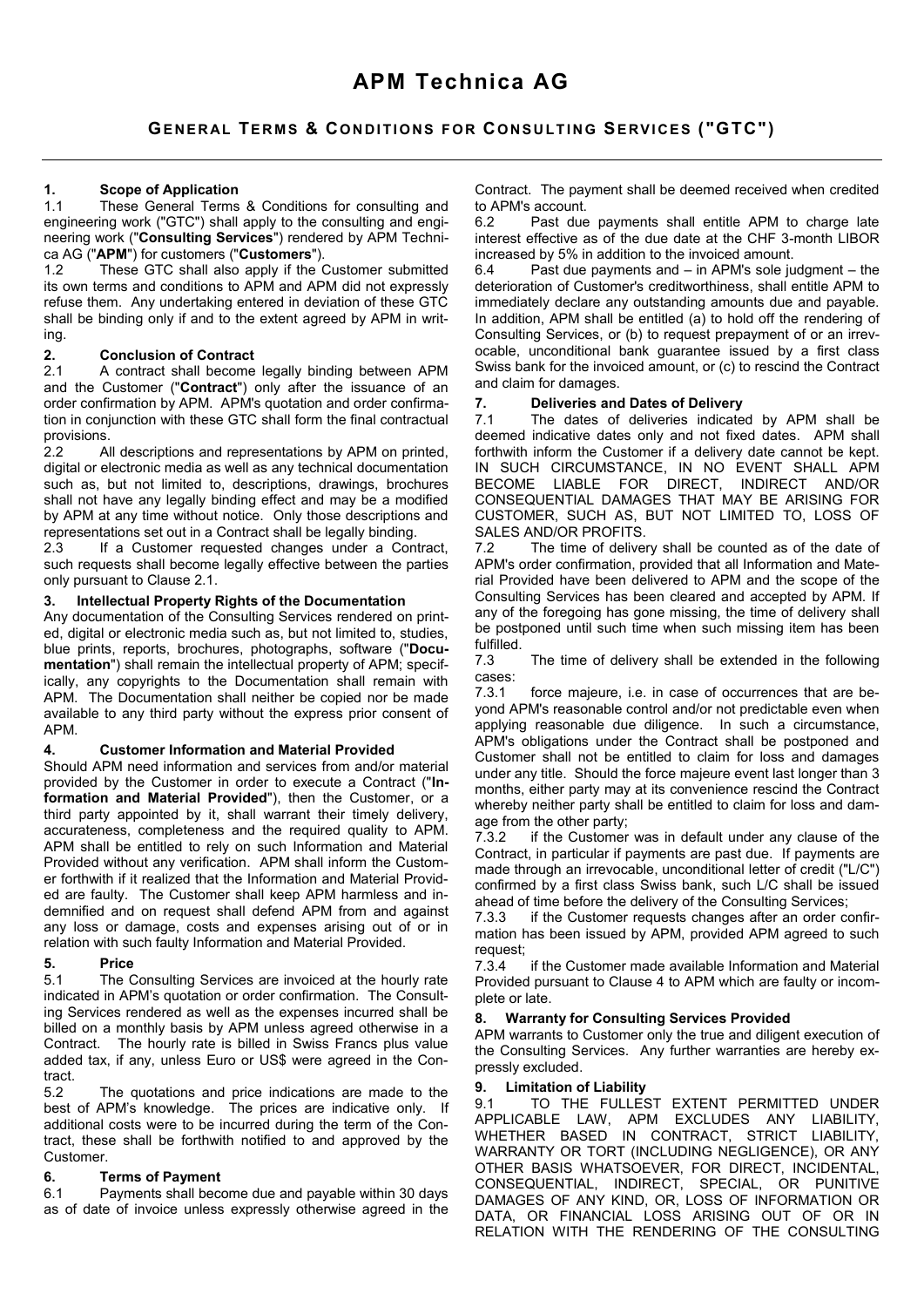# APM Technica AG

## GENERAL TERMS & CONDITIONS FOR CONSULTING SERVICES ("GTC")

### 1. Scope of Application

1.1 These General Terms & Conditions for consulting and engineering work ("GTC") shall apply to the consulting and engineering work ("**Consulting Services**") rendered by APM Technica AG ("**APM**") for customers ("**Customers**").

1.2 These GTC shall also apply if the Customer submitted its own terms and conditions to APM and APM did not expressly refuse them. Any undertaking entered in deviation of these GTC shall be binding only if and to the extent agreed by APM in writing.

### 2. Conclusion of Contract

2.1 A contract shall become legally binding between APM and the Customer ("**Contract**") only after the issuance of an order confirmation by APM. APM's quotation and order confirmation in conjunction with these GTC shall form the final contractual provisions.

2.2 All descriptions and representations by APM on printed, digital or electronic media as well as any technical documentation such as, but not limited to, descriptions, drawings, brochures shall not have any legally binding effect and may be a modified by APM at any time without notice. Only those descriptions and representations set out in a Contract shall be legally binding.

2.3 If a Customer requested changes under a Contract, such requests shall become legally effective between the parties only pursuant to Clause 2.1.

### 3. Intellectual Property Rights of the Documentation

Any documentation of the Consulting Services rendered on printed, digital or electronic media such as, but not limited to, studies, blue prints, reports, brochures, photographs, software ("**Documentation**") shall remain the intellectual property of APM; specifically, any copyrights to the Documentation shall remain with APM. The Documentation shall neither be copied nor be made available to any third party without the express prior consent of APM.

### 4. Customer Information and Material Provided

Should APM need information and services from and/or material provided by the Customer in order to execute a Contract ("**Information and Material Provided**"), then the Customer, or a third party appointed by it, shall warrant their timely delivery, accurateness, completeness and the required quality to APM. APM shall be entitled to rely on such Information and Material Provided without any verification. APM shall inform the Customer forthwith if it realized that the Information and Material Provided are faulty. The Customer shall keep APM harmless and indemnified and on request shall defend APM from and against any loss or damage, costs and expenses arising out of or in relation with such faulty Information and Material Provided.

### 5. Price

5.1 The Consulting Services are invoiced at the hourly rate indicated in APM's quotation or order confirmation. The Consulting Services rendered as well as the expenses incurred shall be billed on a monthly basis by APM unless agreed otherwise in a Contract. The hourly rate is billed in Swiss Francs plus value added tax, if any, unless Euro or US$ were agreed in the Contract.

5.2 The quotations and price indications are made to the best of APM's knowledge. The prices are indicative only. If additional costs were to be incurred during the term of the Contract, these shall be forthwith notified to and approved by the Customer.

### 6. Terms of Payment

6.1 Payments shall become due and payable within 30 days as of date of invoice unless expressly otherwise agreed in the Contract. The payment shall be deemed received when credited to APM's account.

6.2 Past due payments shall entitle APM to charge late interest effective as of the due date at the CHF 3-month LIBOR increased by 5% in addition to the invoiced amount.

6.4 Past due payments and – in APM's sole judgment – the deterioration of Customer's creditworthiness, shall entitle APM to immediately declare any outstanding amounts due and payable. In addition, APM shall be entitled (a) to hold off the rendering of Consulting Services, or (b) to request prepayment of or an irrevocable, unconditional bank guarantee issued by a first class Swiss bank for the invoiced amount, or (c) to rescind the Contract and claim for damages.

### 7. Deliveries and Dates of Delivery

7.1 The dates of deliveries indicated by APM shall be deemed indicative dates only and not fixed dates. APM shall forthwith inform the Customer if a delivery date cannot be kept. IN SUCH CIRCUMSTANCE, IN NO EVENT SHALL APM BECOME LIABLE FOR DIRECT, INDIRECT AND/OR CONSEQUENTIAL DAMAGES THAT MAY BE ARISING FOR CUSTOMER, SUCH AS, BUT NOT LIMITED TO, LOSS OF SALES AND/OR PROFITS.

7.2 The time of delivery shall be counted as of the date of APM's order confirmation, provided that all Information and Material Provided have been delivered to APM and the scope of the Consulting Services has been cleared and accepted by APM. If any of the foregoing has gone missing, the time of delivery shall be postponed until such time when such missing item has been fulfilled.

7.3 The time of delivery shall be extended in the following cases:

7.3.1 force majeure, i.e. in case of occurrences that are beyond APM's reasonable control and/or not predictable even when applying reasonable due diligence. In such a circumstance, APM's obligations under the Contract shall be postponed and Customer shall not be entitled to claim for loss and damages under any title. Should the force majeure event last longer than 3 months, either party may at its convenience rescind the Contract whereby neither party shall be entitled to claim for loss and damage from the other party;

7.3.2 if the Customer was in default under any clause of the Contract, in particular if payments are past due. If payments are made through an irrevocable, unconditional letter of credit ("L/C") confirmed by a first class Swiss bank, such L/C shall be issued ahead of time before the delivery of the Consulting Services;

7.3.3 if the Customer requests changes after an order confirmation has been issued by APM, provided APM agreed to such request;

7.3.4 if the Customer made available Information and Material Provided pursuant to Clause 4 to APM which are faulty or incomplete or late.

### 8. Warranty for Consulting Services Provided

APM warrants to Customer only the true and diligent execution of the Consulting Services. Any further warranties are hereby expressly excluded.

### 9. Limitation of Liability

9.1 TO THE FULLEST EXTENT PERMITTED UNDER APPLICABLE LAW, APM EXCLUDES ANY LIABILITY, WHETHER BASED IN CONTRACT, STRICT LIABILITY, WARRANTY OR TORT (INCLUDING NEGLIGENCE), OR ANY OTHER BASIS WHATSOEVER, FOR DIRECT, INCIDENTAL, CONSEQUENTIAL, INDIRECT, SPECIAL, OR PUNITIVE DAMAGES OF ANY KIND, OR, LOSS OF INFORMATION OR DATA, OR FINANCIAL LOSS ARISING OUT OF OR IN RELATION WITH THE RENDERING OF THE CONSULTING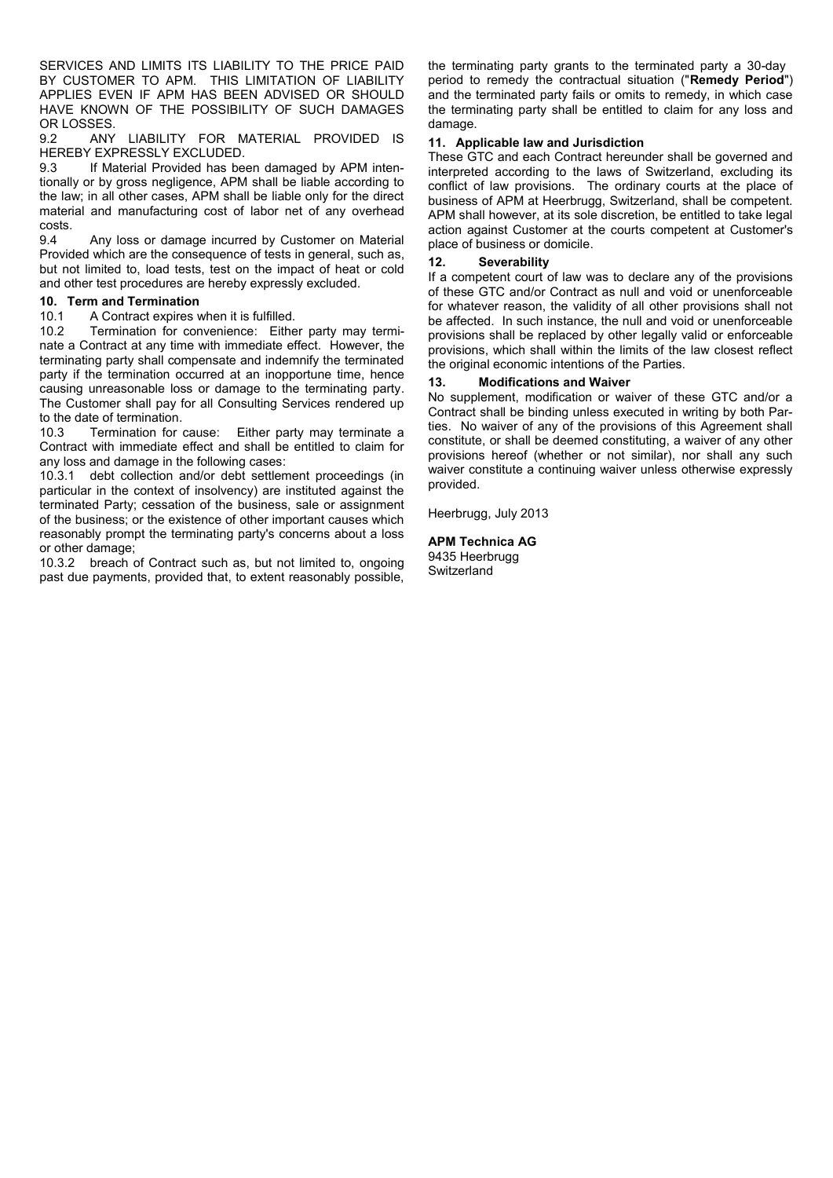SERVICES AND LIMITS ITS LIABILITY TO THE PRICE PAID BY CUSTOMER TO APM. THIS LIMITATION OF LIABILITY APPLIES EVEN IF APM HAS BEEN ADVISED OR SHOULD HAVE KNOWN OF THE POSSIBILITY OF SUCH DAMAGES OR LOSSES.

9.2 ANY LIABILITY FOR MATERIAL PROVIDED IS HEREBY EXPRESSLY EXCLUDED.

9.3 If Material Provided has been damaged by APM intentionally or by gross negligence, APM shall be liable according to the law; in all other cases, APM shall be liable only for the direct material and manufacturing cost of labor net of any overhead costs.

9.4 Any loss or damage incurred by Customer on Material Provided which are the consequence of tests in general, such as, but not limited to, load tests, test on the impact of heat or cold and other test procedures are hereby expressly excluded.

### 10. Term and Termination

10.1 A Contract expires when it is fulfilled.

10.2 Termination for convenience: Either party may terminate a Contract at any time with immediate effect. However, the terminating party shall compensate and indemnify the terminated party if the termination occurred at an inopportune time, hence causing unreasonable loss or damage to the terminating party. The Customer shall pay for all Consulting Services rendered up to the date of termination.

10.3 Termination for cause: Either party may terminate a Contract with immediate effect and shall be entitled to claim for any loss and damage in the following cases:

10.3.1 debt collection and/or debt settlement proceedings (in particular in the context of insolvency) are instituted against the terminated Party; cessation of the business, sale or assignment of the business; or the existence of other important causes which reasonably prompt the terminating party's concerns about a loss or other damage;

10.3.2 breach of Contract such as, but not limited to, ongoing past due payments, provided that, to extent reasonably possible, the terminating party grants to the terminated party a 30-day period to remedy the contractual situation ("**Remedy Period**") and the terminated party fails or omits to remedy, in which case the terminating party shall be entitled to claim for any loss and damage.

### 11. Applicable law and Jurisdiction

These GTC and each Contract hereunder shall be governed and interpreted according to the laws of Switzerland, excluding its conflict of law provisions. The ordinary courts at the place of business of APM at Heerbrugg, Switzerland, shall be competent. APM shall however, at its sole discretion, be entitled to take legal action against Customer at the courts competent at Customer's place of business or domicile.

### 12. Severability

If a competent court of law was to declare any of the provisions of these GTC and/or Contract as null and void or unenforceable for whatever reason, the validity of all other provisions shall not be affected. In such instance, the null and void or unenforceable provisions shall be replaced by other legally valid or enforceable provisions, which shall within the limits of the law closest reflect the original economic intentions of the Parties.

### 13. Modifications and Waiver

No supplement, modification or waiver of these GTC and/or a Contract shall be binding unless executed in writing by both Parties. No waiver of any of the provisions of this Agreement shall constitute, or shall be deemed constituting, a waiver of any other provisions hereof (whether or not similar), nor shall any such waiver constitute a continuing waiver unless otherwise expressly provided.

Heerbrugg, July 2013

**APM Technica AG**
9435 Heerbrugg
Switzerland